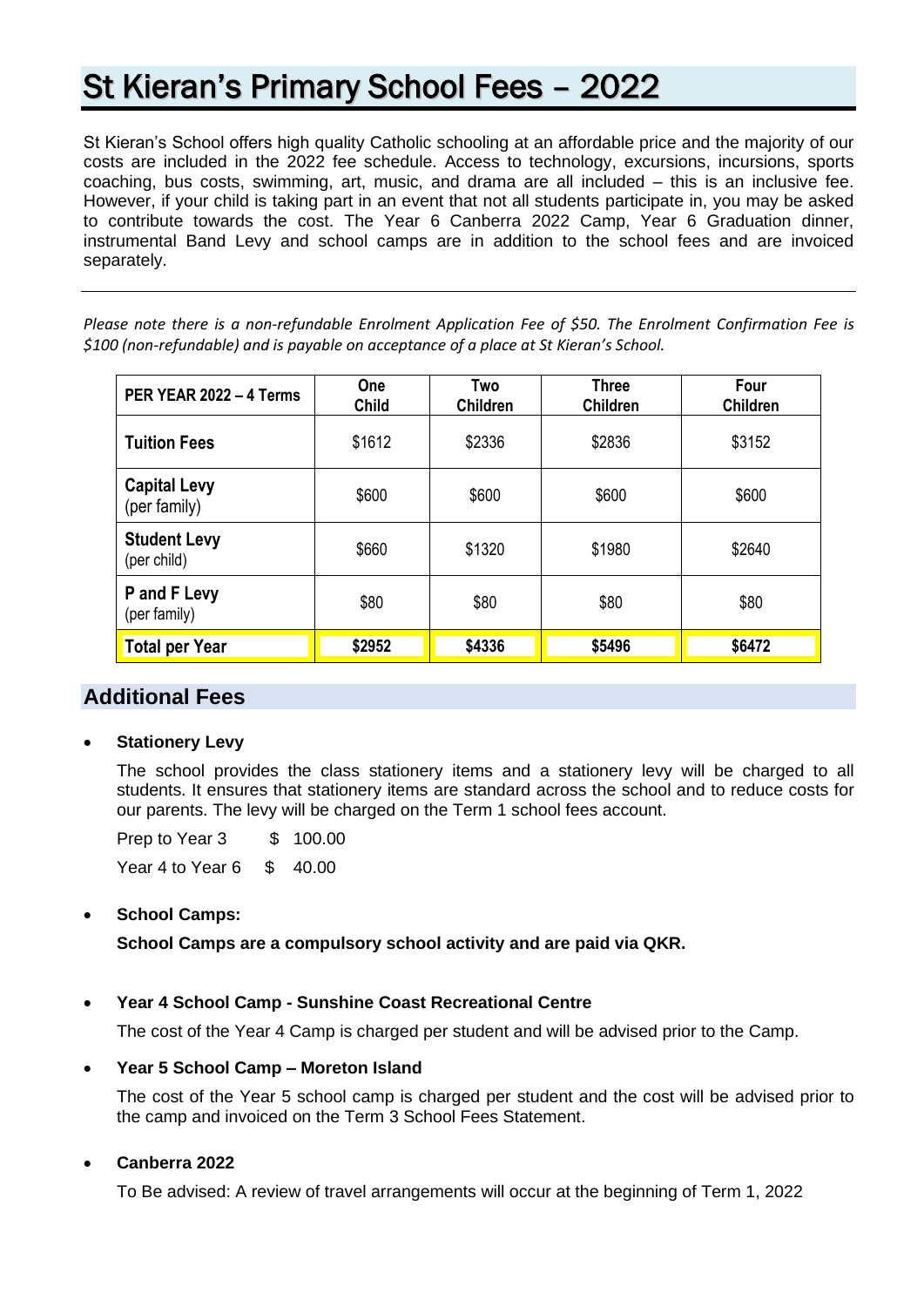# St Kieran's Primary School Fees – 2022

St Kieran's School offers high quality Catholic schooling at an affordable price and the majority of our costs are included in the 2022 fee schedule. Access to technology, excursions, incursions, sports coaching, bus costs, swimming, art, music, and drama are all included – this is an inclusive fee. However, if your child is taking part in an event that not all students participate in, you may be asked to contribute towards the cost. The Year 6 Canberra 2022 Camp, Year 6 Graduation dinner, instrumental Band Levy and school camps are in addition to the school fees and are invoiced separately.

*Please note there is a non-refundable Enrolment Application Fee of $50. The Enrolment Confirmation Fee is $100 (non-refundable) and is payable on acceptance of a place at St Kieran's School.*

| PER YEAR 2022 – 4 Terms | One Child | Two Children | Three Children | Four Children |
|---|---|---|---|---|
| **Tuition Fees** | $1612 | $2336 | $2836 | $3152 |
| **Capital Levy** (per family) | $600 | $600 | $600 | $600 |
| **Student Levy** (per child) | $660 | $1320 | $1980 | $2640 |
| **P and F Levy** (per family) | $80 | $80 | $80 | $80 |
| **Total per Year** | **$2952** | **$4336** | **$5496** | **$6472** |

## Additional Fees

- **Stationery Levy**

  The school provides the class stationery items and a stationery levy will be charged to all students. It ensures that stationery items are standard across the school and to reduce costs for our parents. The levy will be charged on the Term 1 school fees account.

  Prep to Year 3 $ 100.00

  Year 4 to Year 6 $ 40.00

- **School Camps:**

  **School Camps are a compulsory school activity and are paid via QKR.**

- **Year 4 School Camp - Sunshine Coast Recreational Centre**

  The cost of the Year 4 Camp is charged per student and will be advised prior to the Camp.

- **Year 5 School Camp – Moreton Island**

  The cost of the Year 5 school camp is charged per student and the cost will be advised prior to the camp and invoiced on the Term 3 School Fees Statement.

- **Canberra 2022**

  To Be advised: A review of travel arrangements will occur at the beginning of Term 1, 2022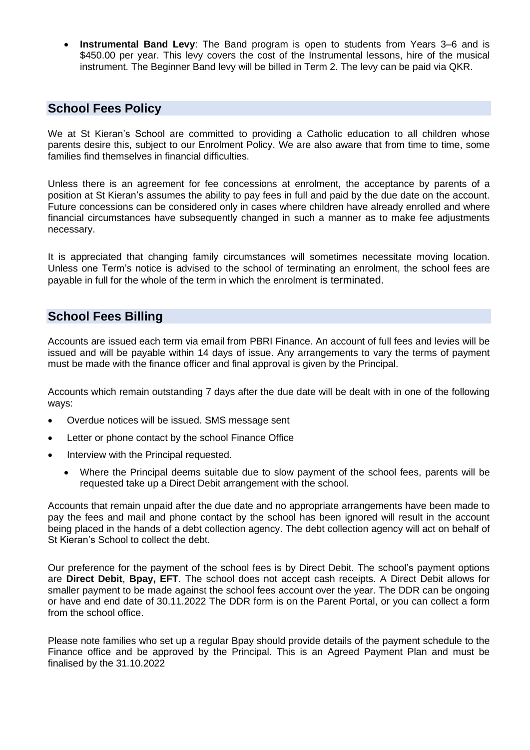- **Instrumental Band Levy**: The Band program is open to students from Years 3–6 and is $450.00 per year. This levy covers the cost of the Instrumental lessons, hire of the musical instrument. The Beginner Band levy will be billed in Term 2. The levy can be paid via QKR.

## School Fees Policy

We at St Kieran's School are committed to providing a Catholic education to all children whose parents desire this, subject to our Enrolment Policy. We are also aware that from time to time, some families find themselves in financial difficulties.

Unless there is an agreement for fee concessions at enrolment, the acceptance by parents of a position at St Kieran's assumes the ability to pay fees in full and paid by the due date on the account. Future concessions can be considered only in cases where children have already enrolled and where financial circumstances have subsequently changed in such a manner as to make fee adjustments necessary.

It is appreciated that changing family circumstances will sometimes necessitate moving location. Unless one Term's notice is advised to the school of terminating an enrolment, the school fees are payable in full for the whole of the term in which the enrolment is terminated.

## School Fees Billing

Accounts are issued each term via email from PBRI Finance. An account of full fees and levies will be issued and will be payable within 14 days of issue. Any arrangements to vary the terms of payment must be made with the finance officer and final approval is given by the Principal.

Accounts which remain outstanding 7 days after the due date will be dealt with in one of the following ways:

- Overdue notices will be issued. SMS message sent
- Letter or phone contact by the school Finance Office
- Interview with the Principal requested.
  - Where the Principal deems suitable due to slow payment of the school fees, parents will be requested take up a Direct Debit arrangement with the school.

Accounts that remain unpaid after the due date and no appropriate arrangements have been made to pay the fees and mail and phone contact by the school has been ignored will result in the account being placed in the hands of a debt collection agency. The debt collection agency will act on behalf of St Kieran's School to collect the debt.

Our preference for the payment of the school fees is by Direct Debit. The school's payment options are **Direct Debit**, **Bpay, EFT**. The school does not accept cash receipts. A Direct Debit allows for smaller payment to be made against the school fees account over the year. The DDR can be ongoing or have and end date of 30.11.2022 The DDR form is on the Parent Portal, or you can collect a form from the school office.

Please note families who set up a regular Bpay should provide details of the payment schedule to the Finance office and be approved by the Principal. This is an Agreed Payment Plan and must be finalised by the 31.10.2022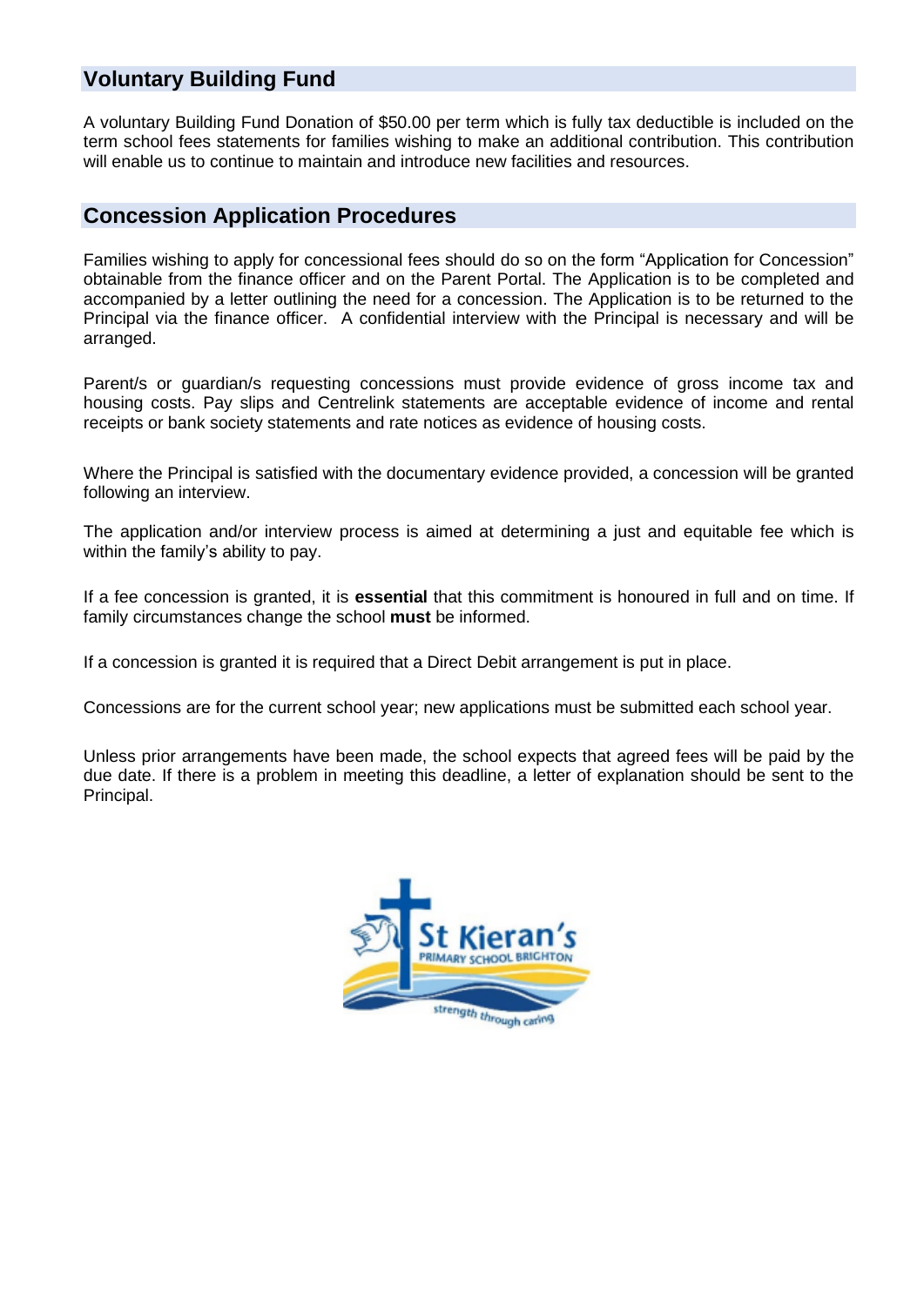## Voluntary Building Fund

A voluntary Building Fund Donation of $50.00 per term which is fully tax deductible is included on the term school fees statements for families wishing to make an additional contribution. This contribution will enable us to continue to maintain and introduce new facilities and resources.

## Concession Application Procedures

Families wishing to apply for concessional fees should do so on the form "Application for Concession" obtainable from the finance officer and on the Parent Portal. The Application is to be completed and accompanied by a letter outlining the need for a concession. The Application is to be returned to the Principal via the finance officer. A confidential interview with the Principal is necessary and will be arranged.

Parent/s or guardian/s requesting concessions must provide evidence of gross income tax and housing costs. Pay slips and Centrelink statements are acceptable evidence of income and rental receipts or bank society statements and rate notices as evidence of housing costs.

Where the Principal is satisfied with the documentary evidence provided, a concession will be granted following an interview.

The application and/or interview process is aimed at determining a just and equitable fee which is within the family's ability to pay.

If a fee concession is granted, it is **essential** that this commitment is honoured in full and on time. If family circumstances change the school **must** be informed.

If a concession is granted it is required that a Direct Debit arrangement is put in place.

Concessions are for the current school year; new applications must be submitted each school year.

Unless prior arrangements have been made, the school expects that agreed fees will be paid by the due date. If there is a problem in meeting this deadline, a letter of explanation should be sent to the Principal.

St Kieran's
PRIMARY SCHOOL BRIGHTON
strength through caring